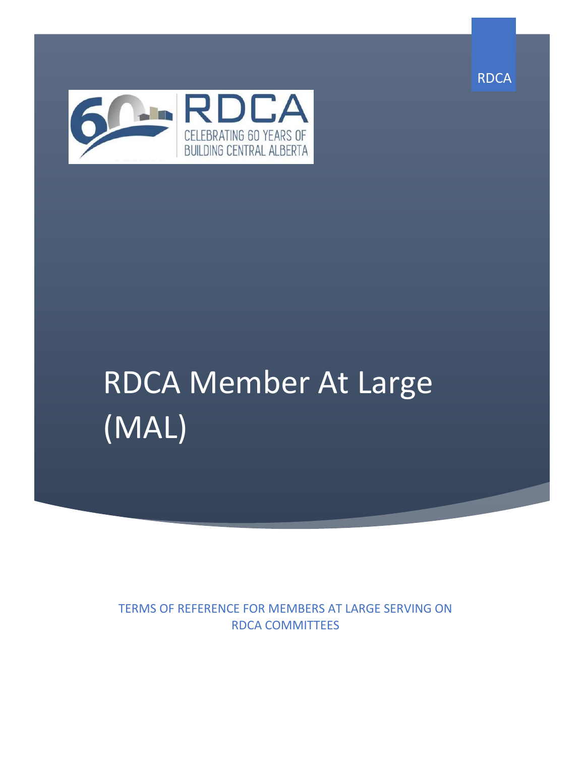RDCA

CELEBRATING 60 YEARS OF BUILDING CENTRAL ALBERTA

# RDCA Member At Large (MAL)

TERMS OF REFERENCE FOR MEMBERS AT LARGE SERVING ON RDCA COMMITTEES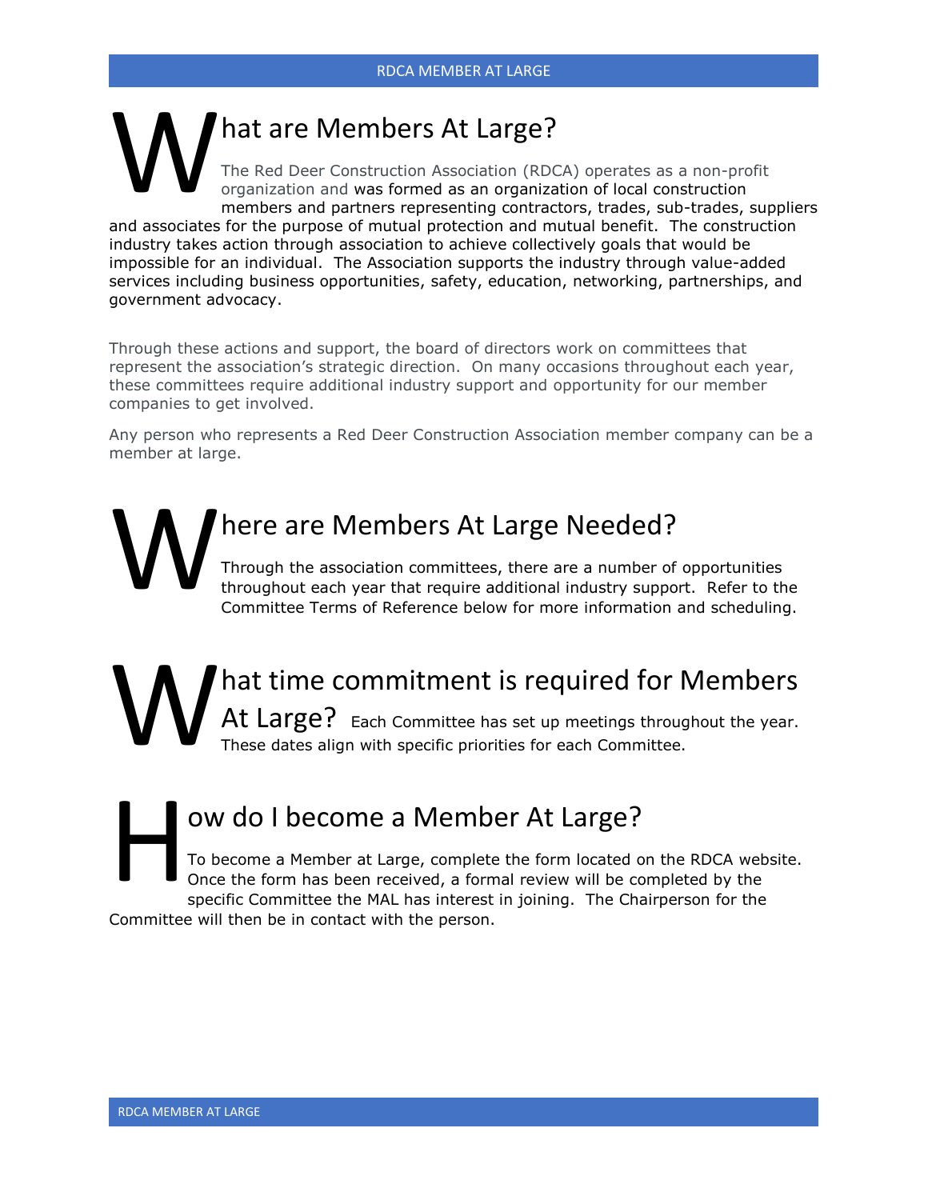## What are Members At Large?

The Red Deer Construction Association (RDCA) operates as a non-profit organization and was formed as an organization of local construction members and partners representing contractors, trades, sub-trades, suppliers and associates for the purpose of mutual protection and mutual benefit. The construction industry takes action through association to achieve collectively goals that would be impossible for an individual. The Association supports the industry through value-added services including business opportunities, safety, education, networking, partnerships, and government advocacy.

Through these actions and support, the board of directors work on committees that represent the association's strategic direction. On many occasions throughout each year, these committees require additional industry support and opportunity for our member companies to get involved.

Any person who represents a Red Deer Construction Association member company can be a member at large.

## Where are Members At Large Needed?

Through the association committees, there are a number of opportunities throughout each year that require additional industry support. Refer to the Committee Terms of Reference below for more information and scheduling.

## What time commitment is required for Members At Large?

Each Committee has set up meetings throughout the year. These dates align with specific priorities for each Committee.

## How do I become a Member At Large?

To become a Member at Large, complete the form located on the RDCA website. Once the form has been received, a formal review will be completed by the specific Committee the MAL has interest in joining. The Chairperson for the Committee will then be in contact with the person.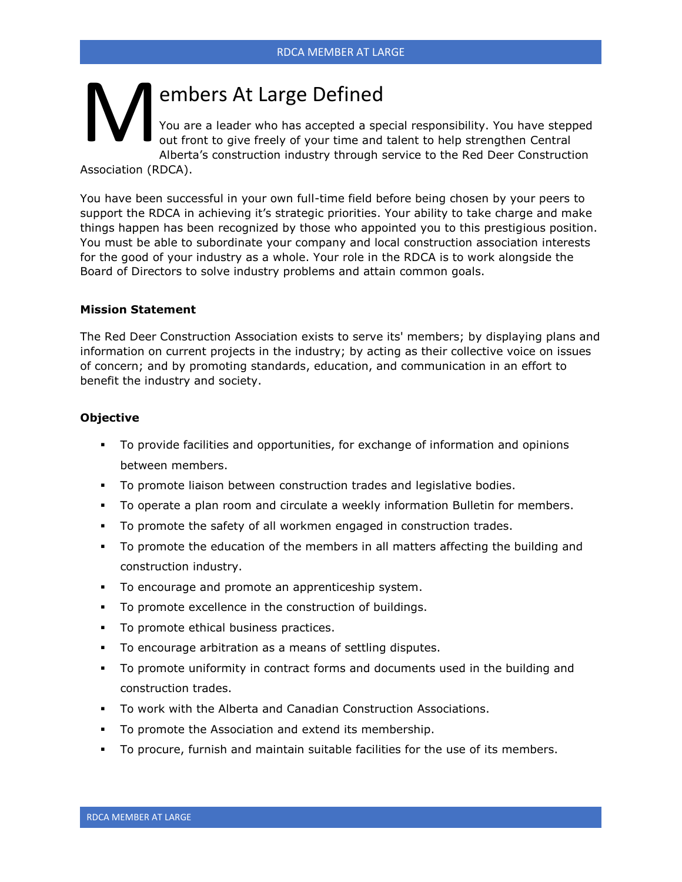# Members At Large Defined

You are a leader who has accepted a special responsibility. You have stepped out front to give freely of your time and talent to help strengthen Central Alberta's construction industry through service to the Red Deer Construction Association (RDCA).

You have been successful in your own full-time field before being chosen by your peers to support the RDCA in achieving it's strategic priorities. Your ability to take charge and make things happen has been recognized by those who appointed you to this prestigious position. You must be able to subordinate your company and local construction association interests for the good of your industry as a whole. Your role in the RDCA is to work alongside the Board of Directors to solve industry problems and attain common goals.

**Mission Statement**

The Red Deer Construction Association exists to serve its' members; by displaying plans and information on current projects in the industry; by acting as their collective voice on issues of concern; and by promoting standards, education, and communication in an effort to benefit the industry and society.

**Objective**

- To provide facilities and opportunities, for exchange of information and opinions between members.
- To promote liaison between construction trades and legislative bodies.
- To operate a plan room and circulate a weekly information Bulletin for members.
- To promote the safety of all workmen engaged in construction trades.
- To promote the education of the members in all matters affecting the building and construction industry.
- To encourage and promote an apprenticeship system.
- To promote excellence in the construction of buildings.
- To promote ethical business practices.
- To encourage arbitration as a means of settling disputes.
- To promote uniformity in contract forms and documents used in the building and construction trades.
- To work with the Alberta and Canadian Construction Associations.
- To promote the Association and extend its membership.
- To procure, furnish and maintain suitable facilities for the use of its members.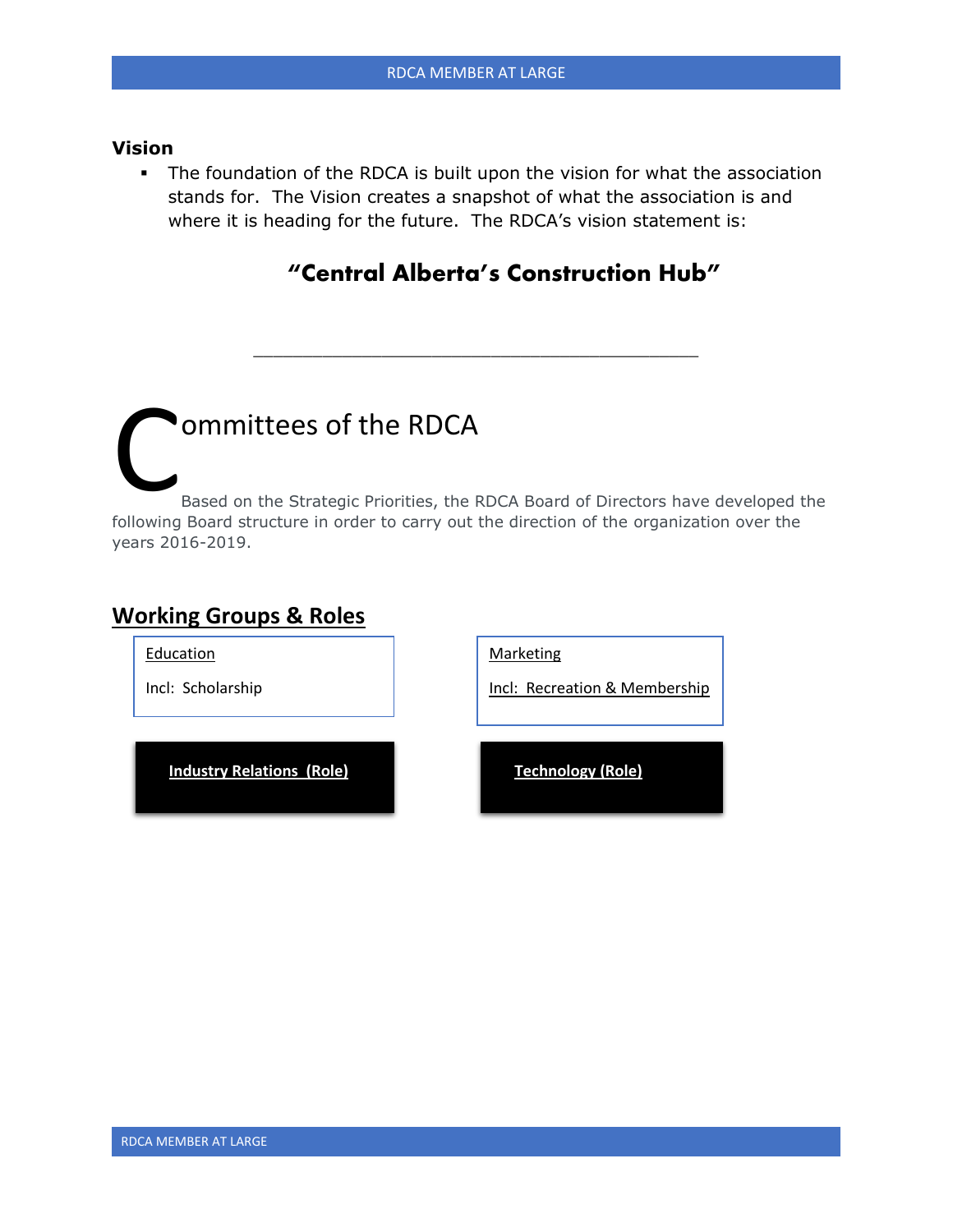## Vision

- The foundation of the RDCA is built upon the vision for what the association stands for. The Vision creates a snapshot of what the association is and where it is heading for the future. The RDCA's vision statement is:

### "Central Alberta's Construction Hub"

---

# Committees of the RDCA

Based on the Strategic Priorities, the RDCA Board of Directors have developed the following Board structure in order to carry out the direction of the organization over the years 2016-2019.

## Working Groups & Roles

**Education**

Incl: Scholarship

**Marketing**

Incl: Recreation & Membership

**Industry Relations (Role)**

**Technology (Role)**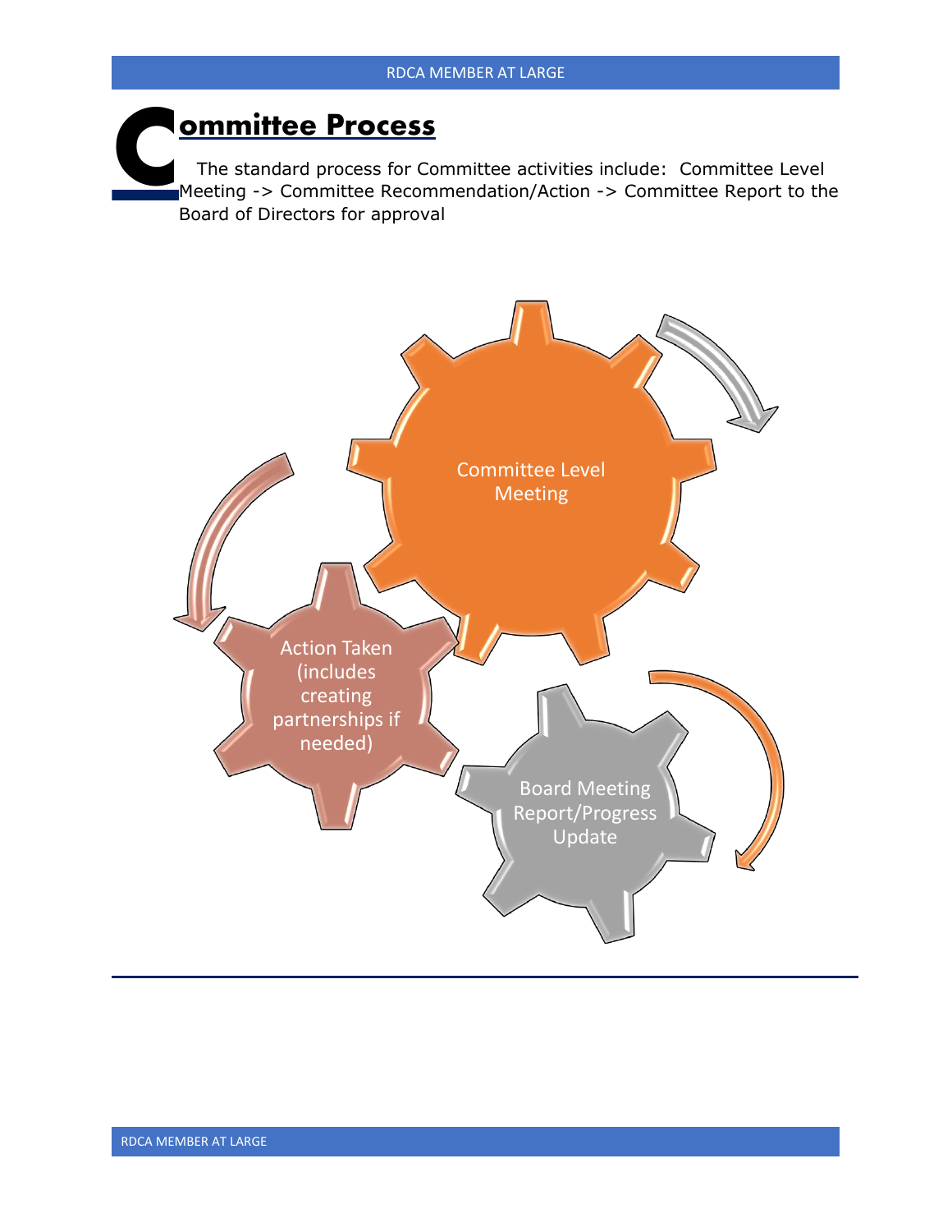## Committee Process

The standard process for Committee activities include: Committee Level Meeting -> Committee Recommendation/Action -> Committee Report to the Board of Directors for approval

Committee Level Meeting

Action Taken (includes creating partnerships if needed)

Board Meeting Report/Progress Update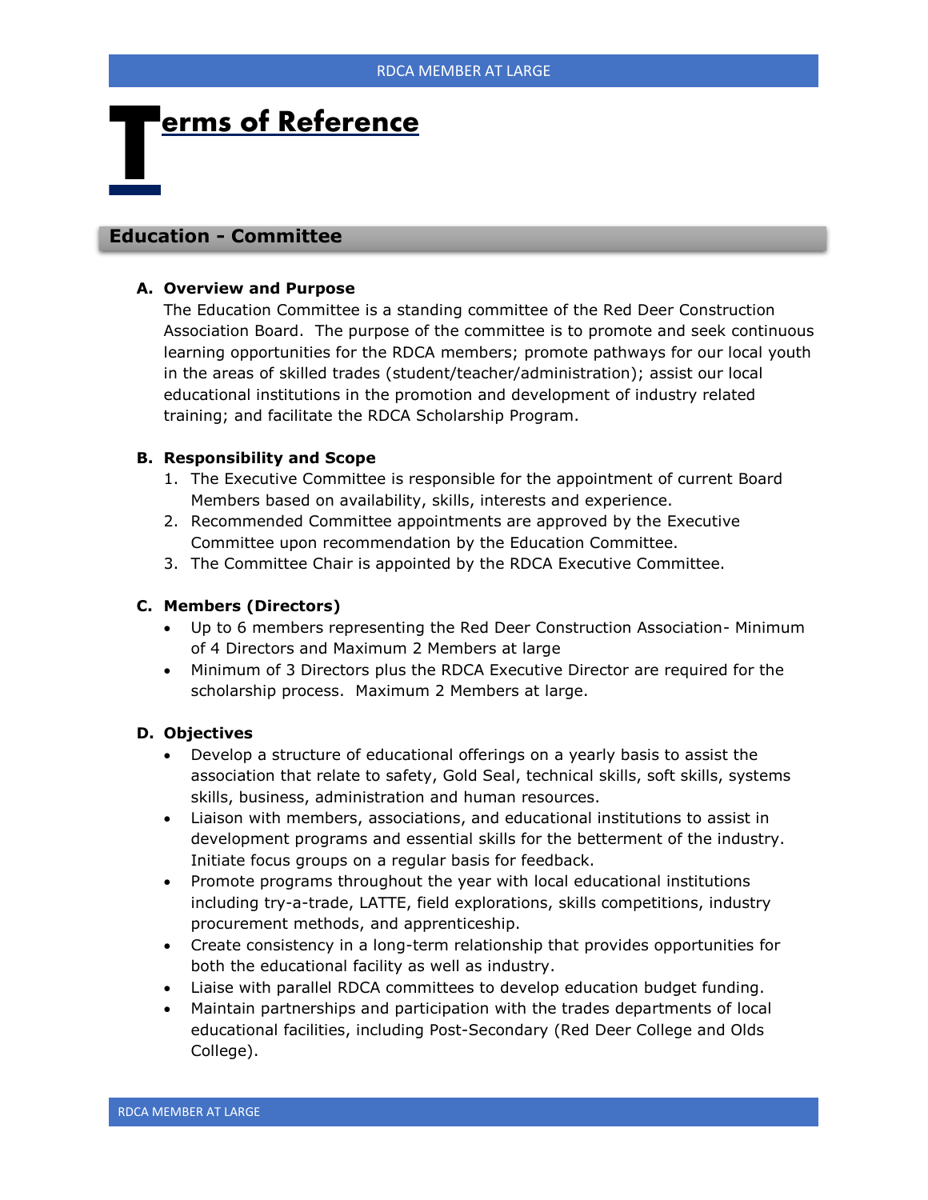# Terms of Reference

## Education - Committee

**A. Overview and Purpose**

The Education Committee is a standing committee of the Red Deer Construction Association Board. The purpose of the committee is to promote and seek continuous learning opportunities for the RDCA members; promote pathways for our local youth in the areas of skilled trades (student/teacher/administration); assist our local educational institutions in the promotion and development of industry related training; and facilitate the RDCA Scholarship Program.

**B. Responsibility and Scope**

1. The Executive Committee is responsible for the appointment of current Board Members based on availability, skills, interests and experience.
2. Recommended Committee appointments are approved by the Executive Committee upon recommendation by the Education Committee.
3. The Committee Chair is appointed by the RDCA Executive Committee.

**C. Members (Directors)**

- Up to 6 members representing the Red Deer Construction Association- Minimum of 4 Directors and Maximum 2 Members at large
- Minimum of 3 Directors plus the RDCA Executive Director are required for the scholarship process. Maximum 2 Members at large.

**D. Objectives**

- Develop a structure of educational offerings on a yearly basis to assist the association that relate to safety, Gold Seal, technical skills, soft skills, systems skills, business, administration and human resources.
- Liaison with members, associations, and educational institutions to assist in development programs and essential skills for the betterment of the industry. Initiate focus groups on a regular basis for feedback.
- Promote programs throughout the year with local educational institutions including try-a-trade, LATTE, field explorations, skills competitions, industry procurement methods, and apprenticeship.
- Create consistency in a long-term relationship that provides opportunities for both the educational facility as well as industry.
- Liaise with parallel RDCA committees to develop education budget funding.
- Maintain partnerships and participation with the trades departments of local educational facilities, including Post-Secondary (Red Deer College and Olds College).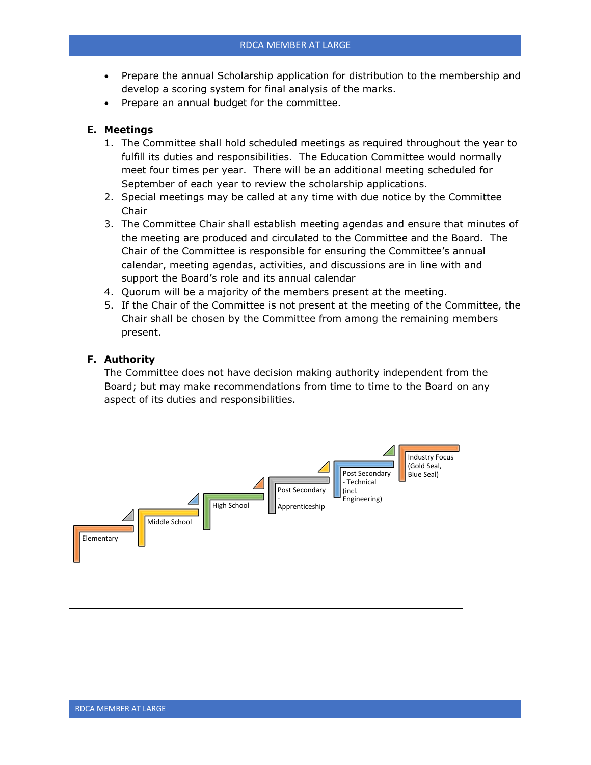- Prepare the annual Scholarship application for distribution to the membership and develop a scoring system for final analysis of the marks.
- Prepare an annual budget for the committee.

## E. Meetings

1. The Committee shall hold scheduled meetings as required throughout the year to fulfill its duties and responsibilities. The Education Committee would normally meet four times per year. There will be an additional meeting scheduled for September of each year to review the scholarship applications.
2. Special meetings may be called at any time with due notice by the Committee Chair
3. The Committee Chair shall establish meeting agendas and ensure that minutes of the meeting are produced and circulated to the Committee and the Board. The Chair of the Committee is responsible for ensuring the Committee's annual calendar, meeting agendas, activities, and discussions are in line with and support the Board's role and its annual calendar
4. Quorum will be a majority of the members present at the meeting.
5. If the Chair of the Committee is not present at the meeting of the Committee, the Chair shall be chosen by the Committee from among the remaining members present.

## F. Authority

The Committee does not have decision making authority independent from the Board; but may make recommendations from time to time to the Board on any aspect of its duties and responsibilities.

Elementary

Middle School

High School

Post Secondary - Apprenticeship

Post Secondary - Technical (incl. Engineering)

Industry Focus (Gold Seal, Blue Seal)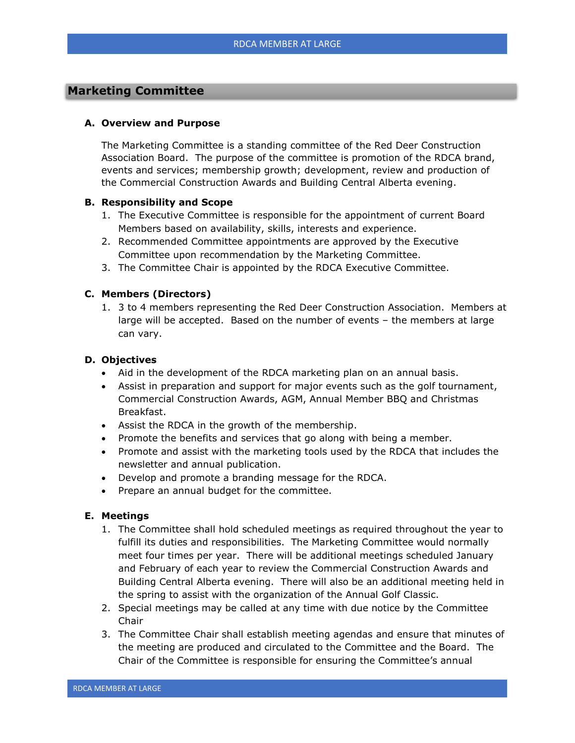## Marketing Committee

### A. Overview and Purpose

The Marketing Committee is a standing committee of the Red Deer Construction Association Board. The purpose of the committee is promotion of the RDCA brand, events and services; membership growth; development, review and production of the Commercial Construction Awards and Building Central Alberta evening.

### B. Responsibility and Scope

1. The Executive Committee is responsible for the appointment of current Board Members based on availability, skills, interests and experience.
2. Recommended Committee appointments are approved by the Executive Committee upon recommendation by the Marketing Committee.
3. The Committee Chair is appointed by the RDCA Executive Committee.

### C. Members (Directors)

1. 3 to 4 members representing the Red Deer Construction Association. Members at large will be accepted. Based on the number of events – the members at large can vary.

### D. Objectives

- Aid in the development of the RDCA marketing plan on an annual basis.
- Assist in preparation and support for major events such as the golf tournament, Commercial Construction Awards, AGM, Annual Member BBQ and Christmas Breakfast.
- Assist the RDCA in the growth of the membership.
- Promote the benefits and services that go along with being a member.
- Promote and assist with the marketing tools used by the RDCA that includes the newsletter and annual publication.
- Develop and promote a branding message for the RDCA.
- Prepare an annual budget for the committee.

### E. Meetings

1. The Committee shall hold scheduled meetings as required throughout the year to fulfill its duties and responsibilities. The Marketing Committee would normally meet four times per year. There will be additional meetings scheduled January and February of each year to review the Commercial Construction Awards and Building Central Alberta evening. There will also be an additional meeting held in the spring to assist with the organization of the Annual Golf Classic.
2. Special meetings may be called at any time with due notice by the Committee Chair
3. The Committee Chair shall establish meeting agendas and ensure that minutes of the meeting are produced and circulated to the Committee and the Board. The Chair of the Committee is responsible for ensuring the Committee's annual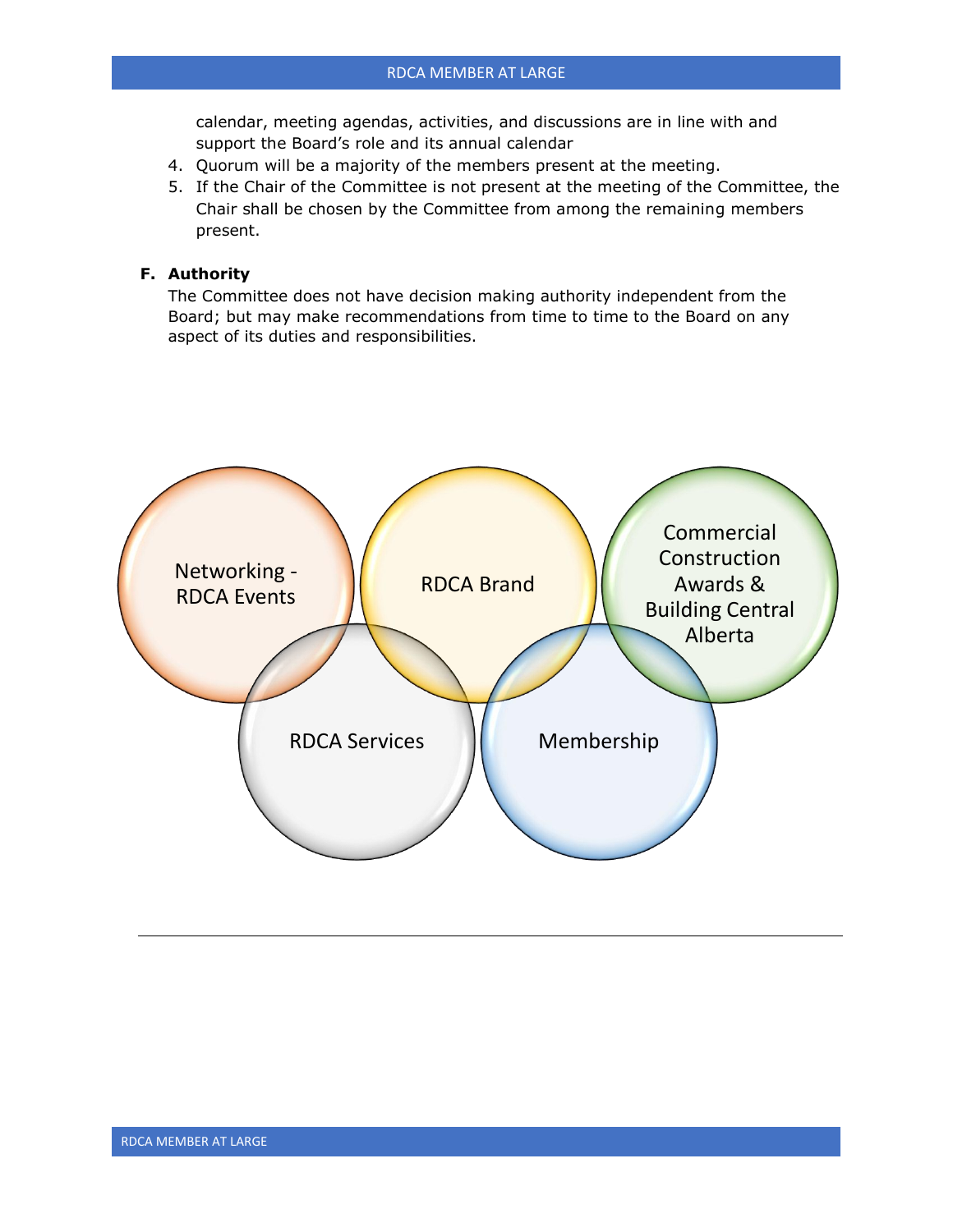calendar, meeting agendas, activities, and discussions are in line with and support the Board's role and its annual calendar

4. Quorum will be a majority of the members present at the meeting.
5. If the Chair of the Committee is not present at the meeting of the Committee, the Chair shall be chosen by the Committee from among the remaining members present.

**F. Authority**

The Committee does not have decision making authority independent from the Board; but may make recommendations from time to time to the Board on any aspect of its duties and responsibilities.

Networking - RDCA Events

RDCA Brand

Commercial Construction Awards & Building Central Alberta

RDCA Services

Membership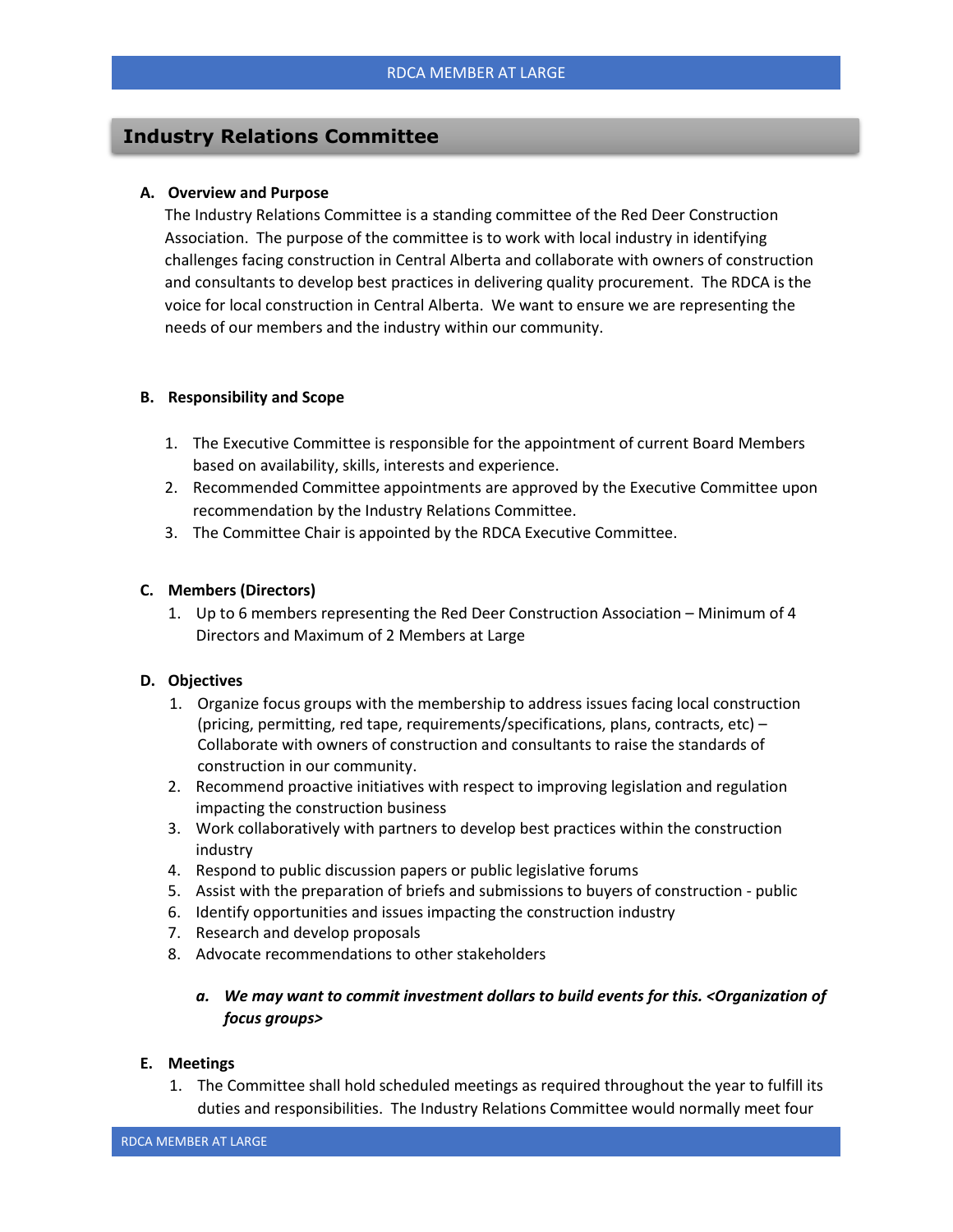## Industry Relations Committee

**A. Overview and Purpose**

The Industry Relations Committee is a standing committee of the Red Deer Construction Association. The purpose of the committee is to work with local industry in identifying challenges facing construction in Central Alberta and collaborate with owners of construction and consultants to develop best practices in delivering quality procurement. The RDCA is the voice for local construction in Central Alberta. We want to ensure we are representing the needs of our members and the industry within our community.

**B. Responsibility and Scope**

1. The Executive Committee is responsible for the appointment of current Board Members based on availability, skills, interests and experience.
2. Recommended Committee appointments are approved by the Executive Committee upon recommendation by the Industry Relations Committee.
3. The Committee Chair is appointed by the RDCA Executive Committee.

**C. Members (Directors)**

1. Up to 6 members representing the Red Deer Construction Association – Minimum of 4 Directors and Maximum of 2 Members at Large

**D. Objectives**

1. Organize focus groups with the membership to address issues facing local construction (pricing, permitting, red tape, requirements/specifications, plans, contracts, etc) – Collaborate with owners of construction and consultants to raise the standards of construction in our community.
2. Recommend proactive initiatives with respect to improving legislation and regulation impacting the construction business
3. Work collaboratively with partners to develop best practices within the construction industry
4. Respond to public discussion papers or public legislative forums
5. Assist with the preparation of briefs and submissions to buyers of construction - public
6. Identify opportunities and issues impacting the construction industry
7. Research and develop proposals
8. Advocate recommendations to other stakeholders

   a. ***We may want to commit investment dollars to build events for this. <Organization of focus groups>***

**E. Meetings**

1. The Committee shall hold scheduled meetings as required throughout the year to fulfill its duties and responsibilities. The Industry Relations Committee would normally meet four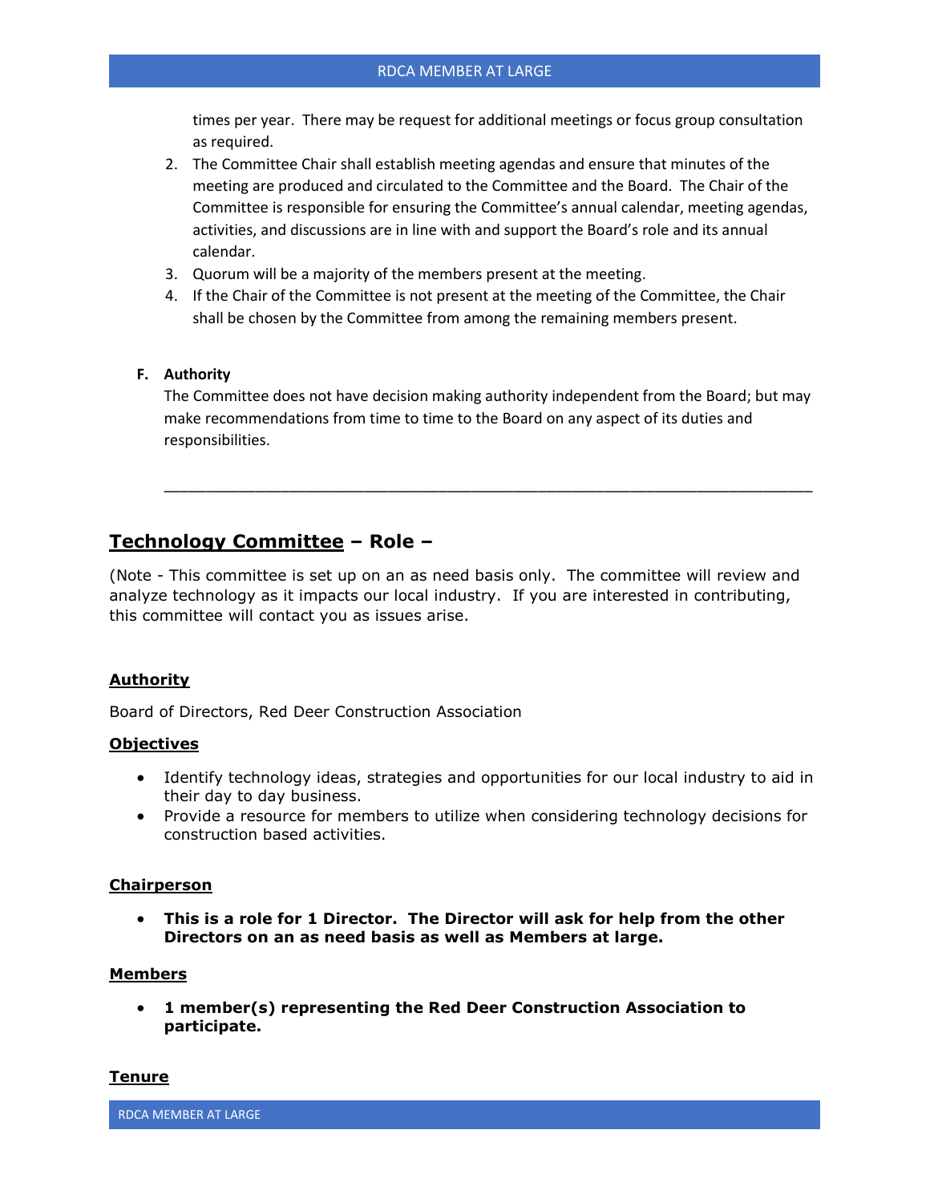times per year. There may be request for additional meetings or focus group consultation as required.

2. The Committee Chair shall establish meeting agendas and ensure that minutes of the meeting are produced and circulated to the Committee and the Board. The Chair of the Committee is responsible for ensuring the Committee's annual calendar, meeting agendas, activities, and discussions are in line with and support the Board's role and its annual calendar.
3. Quorum will be a majority of the members present at the meeting.
4. If the Chair of the Committee is not present at the meeting of the Committee, the Chair shall be chosen by the Committee from among the remaining members present.

**F. Authority**

The Committee does not have decision making authority independent from the Board; but may make recommendations from time to time to the Board on any aspect of its duties and responsibilities.

---

## <u>Technology Committee</u> – Role –

(Note - This committee is set up on an as need basis only. The committee will review and analyze technology as it impacts our local industry. If you are interested in contributing, this committee will contact you as issues arise.

**<u>Authority</u>**

Board of Directors, Red Deer Construction Association

**<u>Objectives</u>**

- Identify technology ideas, strategies and opportunities for our local industry to aid in their day to day business.
- Provide a resource for members to utilize when considering technology decisions for construction based activities.

**<u>Chairperson</u>**

- **This is a role for 1 Director. The Director will ask for help from the other Directors on an as need basis as well as Members at large.**

**<u>Members</u>**

- **1 member(s) representing the Red Deer Construction Association to participate.**

**<u>Tenure</u>**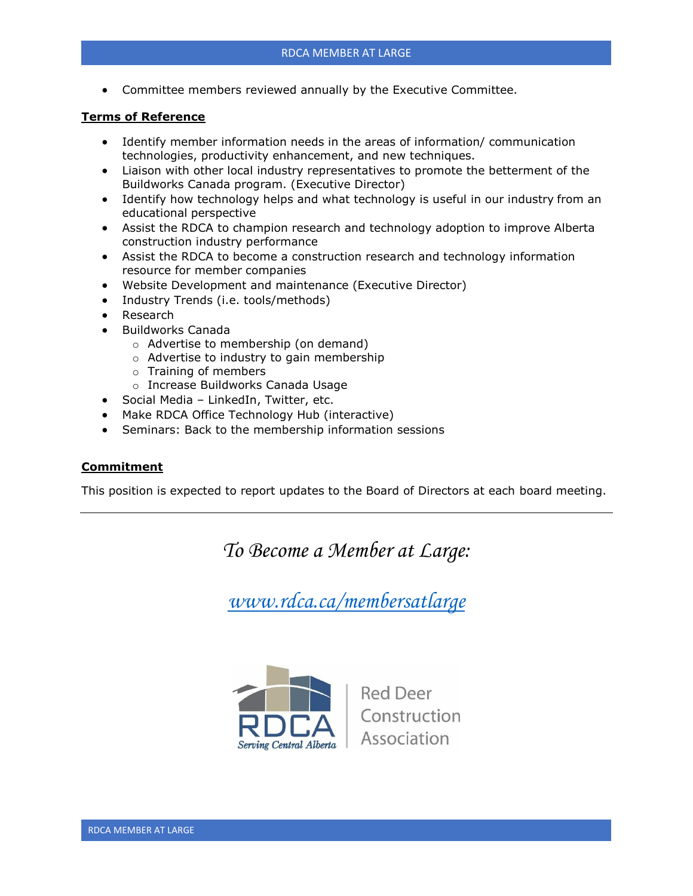- Committee members reviewed annually by the Executive Committee.

**Terms of Reference**

- Identify member information needs in the areas of information/ communication technologies, productivity enhancement, and new techniques.
- Liaison with other local industry representatives to promote the betterment of the Buildworks Canada program. (Executive Director)
- Identify how technology helps and what technology is useful in our industry from an educational perspective
- Assist the RDCA to champion research and technology adoption to improve Alberta construction industry performance
- Assist the RDCA to become a construction research and technology information resource for member companies
- Website Development and maintenance (Executive Director)
- Industry Trends (i.e. tools/methods)
- Research
- Buildworks Canada
  - Advertise to membership (on demand)
  - Advertise to industry to gain membership
  - Training of members
  - Increase Buildworks Canada Usage
- Social Media – LinkedIn, Twitter, etc.
- Make RDCA Office Technology Hub (interactive)
- Seminars: Back to the membership information sessions

**Commitment**

This position is expected to report updates to the Board of Directors at each board meeting.

---

*To Become a Member at Large:*

*[www.rdca.ca/membersatlarge](http://www.rdca.ca/membersatlarge)*

RDCA
Serving Central Alberta
Red Deer Construction Association